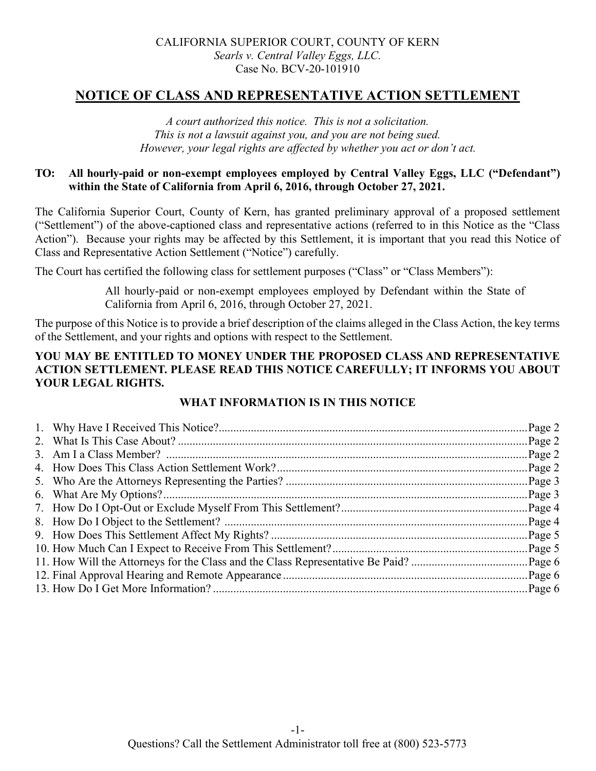CALIFORNIA SUPERIOR COURT, COUNTY OF KERN

*Searls v. Central Valley Eggs, LLC.*

Case No. BCV-20-101910

# NOTICE OF CLASS AND REPRESENTATIVE ACTION SETTLEMENT

*A court authorized this notice. This is not a solicitation.*
*This is not a lawsuit against you, and you are not being sued.*
*However, your legal rights are affected by whether you act or don't act.*

**TO: All hourly-paid or non-exempt employees employed by Central Valley Eggs, LLC ("Defendant") within the State of California from April 6, 2016, through October 27, 2021.**

The California Superior Court, County of Kern, has granted preliminary approval of a proposed settlement ("Settlement") of the above-captioned class and representative actions (referred to in this Notice as the "Class Action"). Because your rights may be affected by this Settlement, it is important that you read this Notice of Class and Representative Action Settlement ("Notice") carefully.

The Court has certified the following class for settlement purposes ("Class" or "Class Members"):

> All hourly-paid or non-exempt employees employed by Defendant within the State of California from April 6, 2016, through October 27, 2021.

The purpose of this Notice is to provide a brief description of the claims alleged in the Class Action, the key terms of the Settlement, and your rights and options with respect to the Settlement.

**YOU MAY BE ENTITLED TO MONEY UNDER THE PROPOSED CLASS AND REPRESENTATIVE ACTION SETTLEMENT. PLEASE READ THIS NOTICE CAREFULLY; IT INFORMS YOU ABOUT YOUR LEGAL RIGHTS.**

## WHAT INFORMATION IS IN THIS NOTICE

1. Why Have I Received This Notice? ........ Page 2
2. What Is This Case About? ........ Page 2
3. Am I a Class Member? ........ Page 2
4. How Does This Class Action Settlement Work? ........ Page 2
5. Who Are the Attorneys Representing the Parties? ........ Page 3
6. What Are My Options? ........ Page 3
7. How Do I Opt-Out or Exclude Myself From This Settlement? ........ Page 4
8. How Do I Object to the Settlement? ........ Page 4
9. How Does This Settlement Affect My Rights? ........ Page 5
10. How Much Can I Expect to Receive From This Settlement? ........ Page 5
11. How Will the Attorneys for the Class and the Class Representative Be Paid? ........ Page 6
12. Final Approval Hearing and Remote Appearance ........ Page 6
13. How Do I Get More Information? ........ Page 6

Questions? Call the Settlement Administrator toll free at (800) 523-5773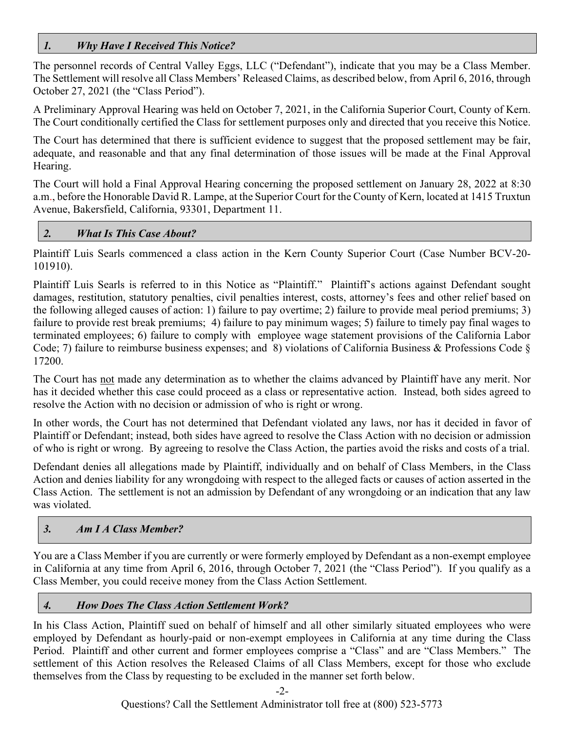### *1. Why Have I Received This Notice?*

The personnel records of Central Valley Eggs, LLC ("Defendant"), indicate that you may be a Class Member. The Settlement will resolve all Class Members' Released Claims, as described below, from April 6, 2016, through October 27, 2021 (the "Class Period").

A Preliminary Approval Hearing was held on October 7, 2021, in the California Superior Court, County of Kern. The Court conditionally certified the Class for settlement purposes only and directed that you receive this Notice.

The Court has determined that there is sufficient evidence to suggest that the proposed settlement may be fair, adequate, and reasonable and that any final determination of those issues will be made at the Final Approval Hearing.

The Court will hold a Final Approval Hearing concerning the proposed settlement on January 28, 2022 at 8:30 a.m., before the Honorable David R. Lampe, at the Superior Court for the County of Kern, located at 1415 Truxtun Avenue, Bakersfield, California, 93301, Department 11.

### *2. What Is This Case About?*

Plaintiff Luis Searls commenced a class action in the Kern County Superior Court (Case Number BCV-20-101910).

Plaintiff Luis Searls is referred to in this Notice as "Plaintiff." Plaintiff's actions against Defendant sought damages, restitution, statutory penalties, civil penalties interest, costs, attorney's fees and other relief based on the following alleged causes of action: 1) failure to pay overtime; 2) failure to provide meal period premiums; 3) failure to provide rest break premiums; 4) failure to pay minimum wages; 5) failure to timely pay final wages to terminated employees; 6) failure to comply with employee wage statement provisions of the California Labor Code; 7) failure to reimburse business expenses; and 8) violations of California Business & Professions Code § 17200.

The Court has <u>not</u> made any determination as to whether the claims advanced by Plaintiff have any merit. Nor has it decided whether this case could proceed as a class or representative action. Instead, both sides agreed to resolve the Action with no decision or admission of who is right or wrong.

In other words, the Court has not determined that Defendant violated any laws, nor has it decided in favor of Plaintiff or Defendant; instead, both sides have agreed to resolve the Class Action with no decision or admission of who is right or wrong. By agreeing to resolve the Class Action, the parties avoid the risks and costs of a trial.

Defendant denies all allegations made by Plaintiff, individually and on behalf of Class Members, in the Class Action and denies liability for any wrongdoing with respect to the alleged facts or causes of action asserted in the Class Action. The settlement is not an admission by Defendant of any wrongdoing or an indication that any law was violated.

### *3. Am I A Class Member?*

You are a Class Member if you are currently or were formerly employed by Defendant as a non-exempt employee in California at any time from April 6, 2016, through October 7, 2021 (the "Class Period"). If you qualify as a Class Member, you could receive money from the Class Action Settlement.

### *4. How Does The Class Action Settlement Work?*

In his Class Action, Plaintiff sued on behalf of himself and all other similarly situated employees who were employed by Defendant as hourly-paid or non-exempt employees in California at any time during the Class Period. Plaintiff and other current and former employees comprise a "Class" and are "Class Members." The settlement of this Action resolves the Released Claims of all Class Members, except for those who exclude themselves from the Class by requesting to be excluded in the manner set forth below.

Questions? Call the Settlement Administrator toll free at (800) 523-5773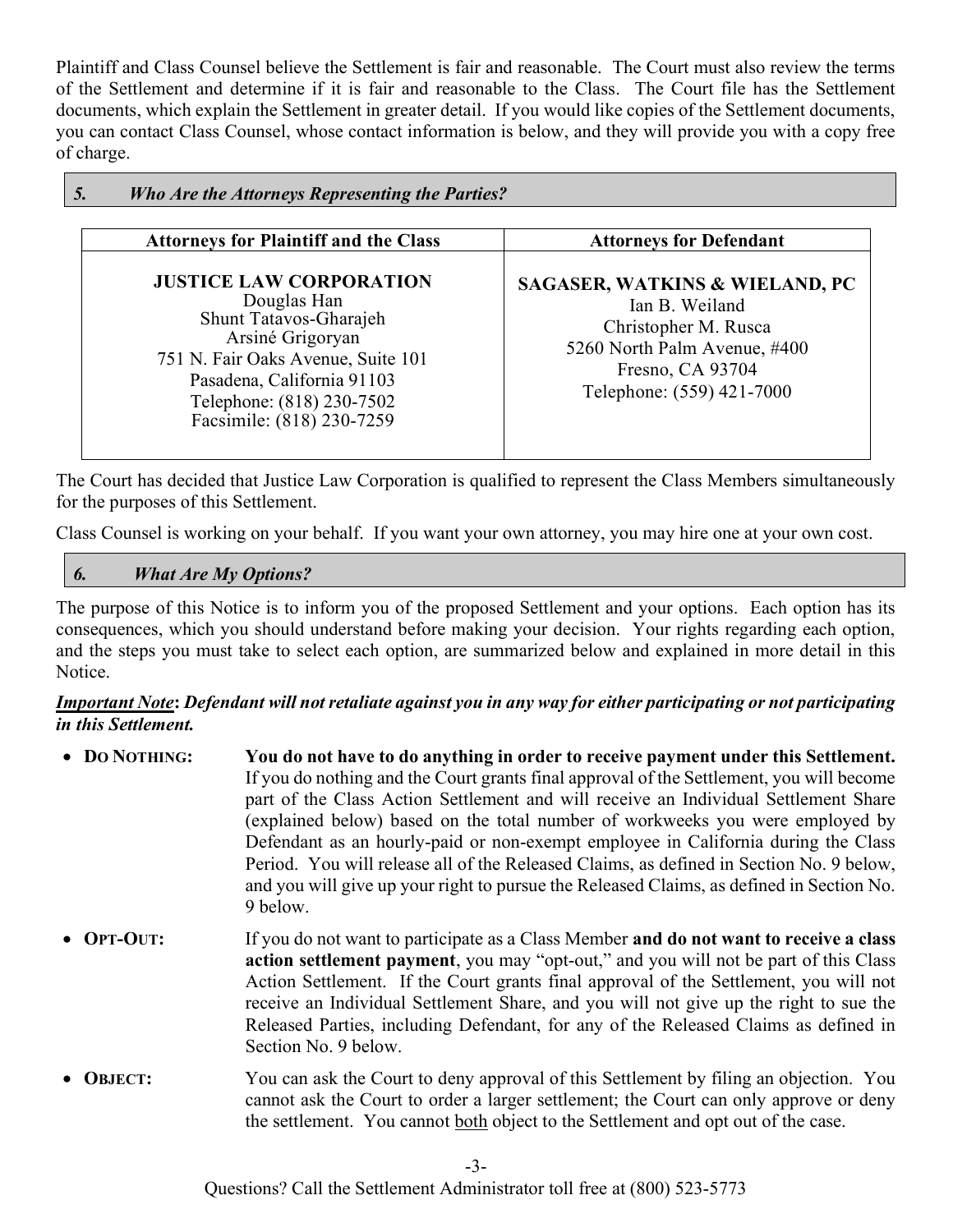Plaintiff and Class Counsel believe the Settlement is fair and reasonable. The Court must also review the terms of the Settlement and determine if it is fair and reasonable to the Class. The Court file has the Settlement documents, which explain the Settlement in greater detail. If you would like copies of the Settlement documents, you can contact Class Counsel, whose contact information is below, and they will provide you with a copy free of charge.

### *5. Who Are the Attorneys Representing the Parties?*

| Attorneys for Plaintiff and the Class | Attorneys for Defendant |
|---|---|
| **JUSTICE LAW CORPORATION**<br>Douglas Han<br>Shunt Tatavos-Gharajeh<br>Arsiné Grigoryan<br>751 N. Fair Oaks Avenue, Suite 101<br>Pasadena, California 91103<br>Telephone: (818) 230-7502<br>Facsimile: (818) 230-7259 | **SAGASER, WATKINS & WIELAND, PC**<br>Ian B. Weiland<br>Christopher M. Rusca<br>5260 North Palm Avenue, #400<br>Fresno, CA 93704<br>Telephone: (559) 421-7000 |

The Court has decided that Justice Law Corporation is qualified to represent the Class Members simultaneously for the purposes of this Settlement.

Class Counsel is working on your behalf. If you want your own attorney, you may hire one at your own cost.

### *6. What Are My Options?*

The purpose of this Notice is to inform you of the proposed Settlement and your options. Each option has its consequences, which you should understand before making your decision. Your rights regarding each option, and the steps you must take to select each option, are summarized below and explained in more detail in this Notice.

***Important Note*: *Defendant will not retaliate against you in any way for either participating or not participating in this Settlement.***

- **DO NOTHING:** **You do not have to do anything in order to receive payment under this Settlement.** If you do nothing and the Court grants final approval of the Settlement, you will become part of the Class Action Settlement and will receive an Individual Settlement Share (explained below) based on the total number of workweeks you were employed by Defendant as an hourly-paid or non-exempt employee in California during the Class Period. You will release all of the Released Claims, as defined in Section No. 9 below, and you will give up your right to pursue the Released Claims, as defined in Section No. 9 below.
- **OPT-OUT:** If you do not want to participate as a Class Member **and do not want to receive a class action settlement payment**, you may "opt-out," and you will not be part of this Class Action Settlement. If the Court grants final approval of the Settlement, you will not receive an Individual Settlement Share, and you will not give up the right to sue the Released Parties, including Defendant, for any of the Released Claims as defined in Section No. 9 below.
- **OBJECT:** You can ask the Court to deny approval of this Settlement by filing an objection. You cannot ask the Court to order a larger settlement; the Court can only approve or deny the settlement. You cannot both object to the Settlement and opt out of the case.

Questions? Call the Settlement Administrator toll free at (800) 523-5773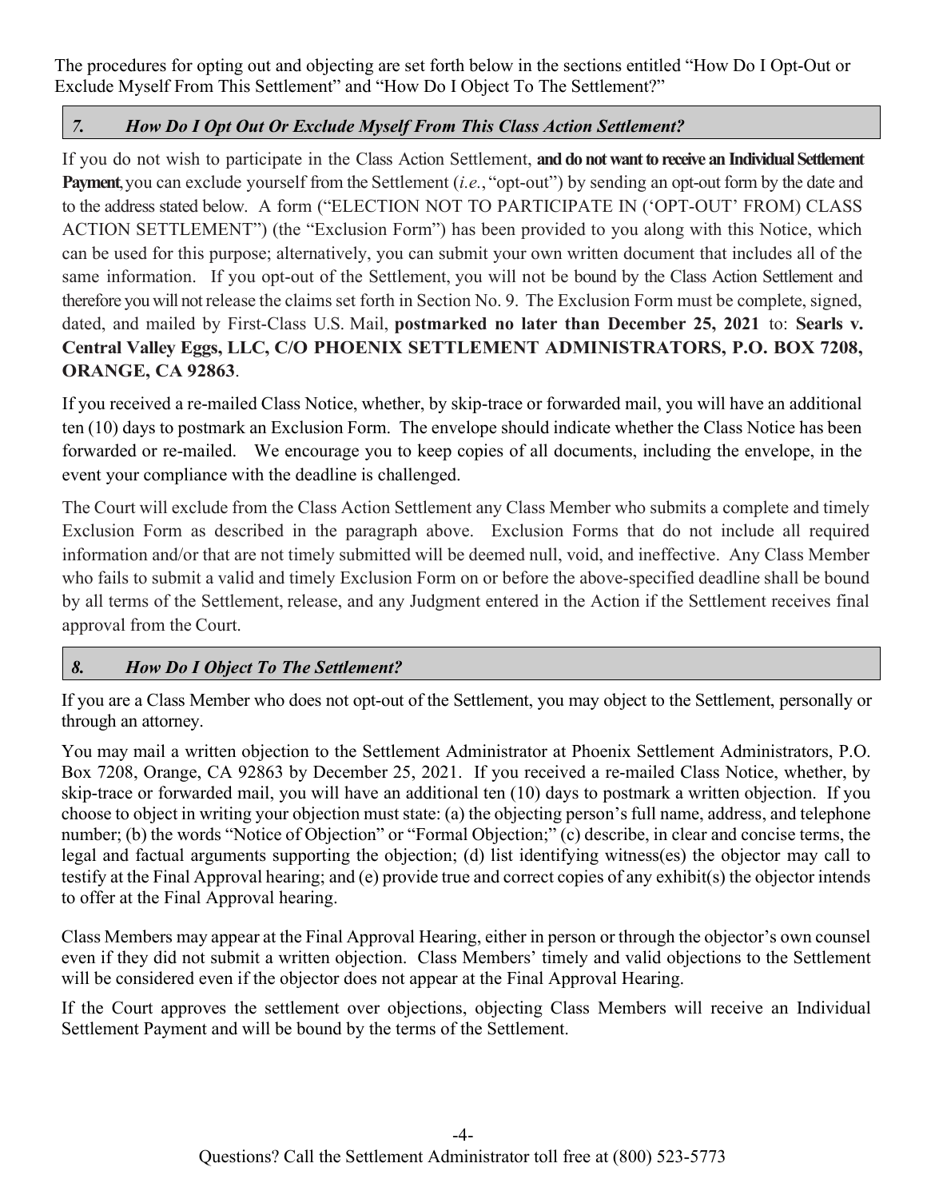The procedures for opting out and objecting are set forth below in the sections entitled "How Do I Opt-Out or Exclude Myself From This Settlement" and "How Do I Object To The Settlement?"

### *7. How Do I Opt Out Or Exclude Myself From This Class Action Settlement?*

If you do not wish to participate in the Class Action Settlement, **and do not want to receive an Individual Settlement Payment**, you can exclude yourself from the Settlement (*i.e.*, "opt-out") by sending an opt-out form by the date and to the address stated below. A form ("ELECTION NOT TO PARTICIPATE IN ('OPT-OUT' FROM) CLASS ACTION SETTLEMENT") (the "Exclusion Form") has been provided to you along with this Notice, which can be used for this purpose; alternatively, you can submit your own written document that includes all of the same information. If you opt-out of the Settlement, you will not be bound by the Class Action Settlement and therefore you will not release the claims set forth in Section No. 9. The Exclusion Form must be complete, signed, dated, and mailed by First-Class U.S. Mail, **postmarked no later than December 25, 2021** to: **Searls v. Central Valley Eggs, LLC, C/O PHOENIX SETTLEMENT ADMINISTRATORS, P.O. BOX 7208, ORANGE, CA 92863**.

If you received a re-mailed Class Notice, whether, by skip-trace or forwarded mail, you will have an additional ten (10) days to postmark an Exclusion Form. The envelope should indicate whether the Class Notice has been forwarded or re-mailed. We encourage you to keep copies of all documents, including the envelope, in the event your compliance with the deadline is challenged.

The Court will exclude from the Class Action Settlement any Class Member who submits a complete and timely Exclusion Form as described in the paragraph above. Exclusion Forms that do not include all required information and/or that are not timely submitted will be deemed null, void, and ineffective. Any Class Member who fails to submit a valid and timely Exclusion Form on or before the above-specified deadline shall be bound by all terms of the Settlement, release, and any Judgment entered in the Action if the Settlement receives final approval from the Court.

### *8. How Do I Object To The Settlement?*

If you are a Class Member who does not opt-out of the Settlement, you may object to the Settlement, personally or through an attorney.

You may mail a written objection to the Settlement Administrator at Phoenix Settlement Administrators, P.O. Box 7208, Orange, CA 92863 by December 25, 2021. If you received a re-mailed Class Notice, whether, by skip-trace or forwarded mail, you will have an additional ten (10) days to postmark a written objection. If you choose to object in writing your objection must state: (a) the objecting person's full name, address, and telephone number; (b) the words "Notice of Objection" or "Formal Objection;" (c) describe, in clear and concise terms, the legal and factual arguments supporting the objection; (d) list identifying witness(es) the objector may call to testify at the Final Approval hearing; and (e) provide true and correct copies of any exhibit(s) the objector intends to offer at the Final Approval hearing.

Class Members may appear at the Final Approval Hearing, either in person or through the objector's own counsel even if they did not submit a written objection. Class Members' timely and valid objections to the Settlement will be considered even if the objector does not appear at the Final Approval Hearing.

If the Court approves the settlement over objections, objecting Class Members will receive an Individual Settlement Payment and will be bound by the terms of the Settlement.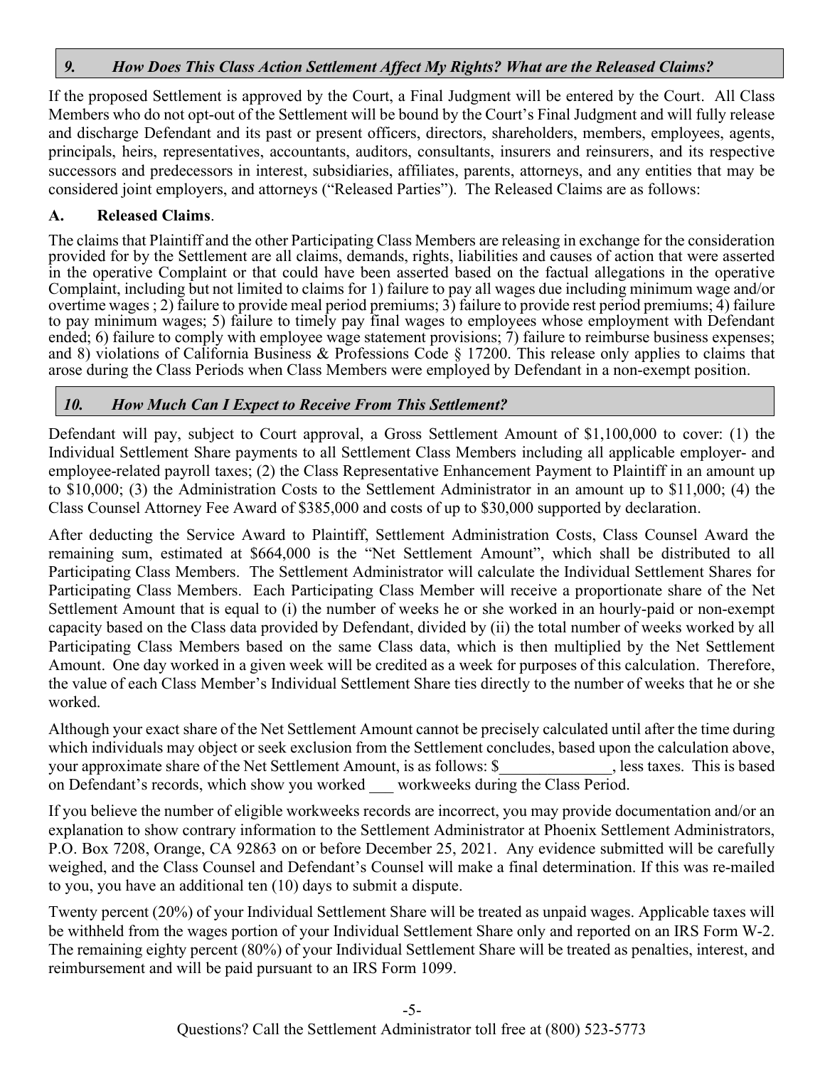## *9. How Does This Class Action Settlement Affect My Rights? What are the Released Claims?*

If the proposed Settlement is approved by the Court, a Final Judgment will be entered by the Court. All Class Members who do not opt-out of the Settlement will be bound by the Court's Final Judgment and will fully release and discharge Defendant and its past or present officers, directors, shareholders, members, employees, agents, principals, heirs, representatives, accountants, auditors, consultants, insurers and reinsurers, and its respective successors and predecessors in interest, subsidiaries, affiliates, parents, attorneys, and any entities that may be considered joint employers, and attorneys ("Released Parties"). The Released Claims are as follows:

### A. Released Claims.

The claims that Plaintiff and the other Participating Class Members are releasing in exchange for the consideration provided for by the Settlement are all claims, demands, rights, liabilities and causes of action that were asserted in the operative Complaint or that could have been asserted based on the factual allegations in the operative Complaint, including but not limited to claims for 1) failure to pay all wages due including minimum wage and/or overtime wages ; 2) failure to provide meal period premiums; 3) failure to provide rest period premiums; 4) failure to pay minimum wages; 5) failure to timely pay final wages to employees whose employment with Defendant ended; 6) failure to comply with employee wage statement provisions; 7) failure to reimburse business expenses; and 8) violations of California Business & Professions Code § 17200. This release only applies to claims that arose during the Class Periods when Class Members were employed by Defendant in a non-exempt position.

## *10. How Much Can I Expect to Receive From This Settlement?*

Defendant will pay, subject to Court approval, a Gross Settlement Amount of $1,100,000 to cover: (1) the Individual Settlement Share payments to all Settlement Class Members including all applicable employer- and employee-related payroll taxes; (2) the Class Representative Enhancement Payment to Plaintiff in an amount up to $10,000; (3) the Administration Costs to the Settlement Administrator in an amount up to $11,000; (4) the Class Counsel Attorney Fee Award of $385,000 and costs of up to $30,000 supported by declaration.

After deducting the Service Award to Plaintiff, Settlement Administration Costs, Class Counsel Award the remaining sum, estimated at $664,000 is the "Net Settlement Amount", which shall be distributed to all Participating Class Members. The Settlement Administrator will calculate the Individual Settlement Shares for Participating Class Members. Each Participating Class Member will receive a proportionate share of the Net Settlement Amount that is equal to (i) the number of weeks he or she worked in an hourly-paid or non-exempt capacity based on the Class data provided by Defendant, divided by (ii) the total number of weeks worked by all Participating Class Members based on the same Class data, which is then multiplied by the Net Settlement Amount. One day worked in a given week will be credited as a week for purposes of this calculation. Therefore, the value of each Class Member's Individual Settlement Share ties directly to the number of weeks that he or she worked.

Although your exact share of the Net Settlement Amount cannot be precisely calculated until after the time during which individuals may object or seek exclusion from the Settlement concludes, based upon the calculation above, your approximate share of the Net Settlement Amount, is as follows: $______________, less taxes. This is based on Defendant's records, which show you worked ___ workweeks during the Class Period.

If you believe the number of eligible workweeks records are incorrect, you may provide documentation and/or an explanation to show contrary information to the Settlement Administrator at Phoenix Settlement Administrators, P.O. Box 7208, Orange, CA 92863 on or before December 25, 2021. Any evidence submitted will be carefully weighed, and the Class Counsel and Defendant's Counsel will make a final determination. If this was re-mailed to you, you have an additional ten (10) days to submit a dispute.

Twenty percent (20%) of your Individual Settlement Share will be treated as unpaid wages. Applicable taxes will be withheld from the wages portion of your Individual Settlement Share only and reported on an IRS Form W-2. The remaining eighty percent (80%) of your Individual Settlement Share will be treated as penalties, interest, and reimbursement and will be paid pursuant to an IRS Form 1099.

Questions? Call the Settlement Administrator toll free at (800) 523-5773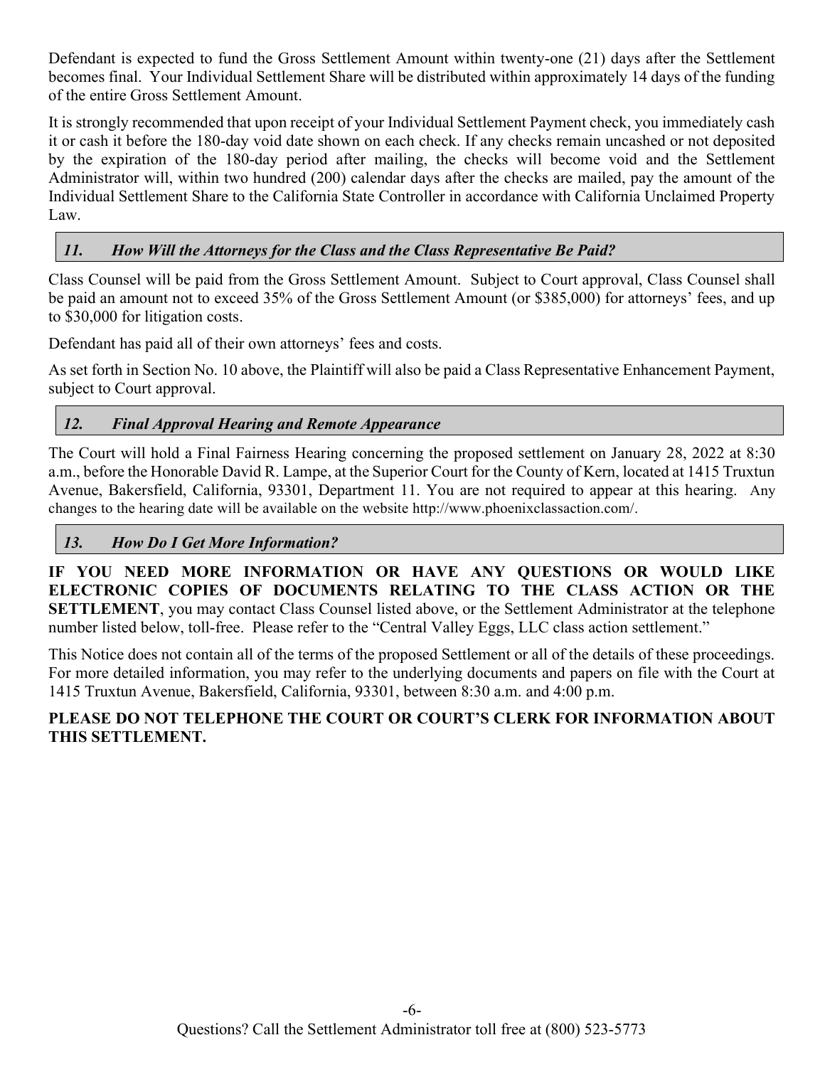Defendant is expected to fund the Gross Settlement Amount within twenty-one (21) days after the Settlement becomes final. Your Individual Settlement Share will be distributed within approximately 14 days of the funding of the entire Gross Settlement Amount.

It is strongly recommended that upon receipt of your Individual Settlement Payment check, you immediately cash it or cash it before the 180-day void date shown on each check. If any checks remain uncashed or not deposited by the expiration of the 180-day period after mailing, the checks will become void and the Settlement Administrator will, within two hundred (200) calendar days after the checks are mailed, pay the amount of the Individual Settlement Share to the California State Controller in accordance with California Unclaimed Property Law.

### *11. How Will the Attorneys for the Class and the Class Representative Be Paid?*

Class Counsel will be paid from the Gross Settlement Amount. Subject to Court approval, Class Counsel shall be paid an amount not to exceed 35% of the Gross Settlement Amount (or $385,000) for attorneys' fees, and up to $30,000 for litigation costs.

Defendant has paid all of their own attorneys' fees and costs.

As set forth in Section No. 10 above, the Plaintiff will also be paid a Class Representative Enhancement Payment, subject to Court approval.

### *12. Final Approval Hearing and Remote Appearance*

The Court will hold a Final Fairness Hearing concerning the proposed settlement on January 28, 2022 at 8:30 a.m., before the Honorable David R. Lampe, at the Superior Court for the County of Kern, located at 1415 Truxtun Avenue, Bakersfield, California, 93301, Department 11. You are not required to appear at this hearing. Any changes to the hearing date will be available on the website http://www.phoenixclassaction.com/.

### *13. How Do I Get More Information?*

**IF YOU NEED MORE INFORMATION OR HAVE ANY QUESTIONS OR WOULD LIKE ELECTRONIC COPIES OF DOCUMENTS RELATING TO THE CLASS ACTION OR THE SETTLEMENT**, you may contact Class Counsel listed above, or the Settlement Administrator at the telephone number listed below, toll-free. Please refer to the "Central Valley Eggs, LLC class action settlement."

This Notice does not contain all of the terms of the proposed Settlement or all of the details of these proceedings. For more detailed information, you may refer to the underlying documents and papers on file with the Court at 1415 Truxtun Avenue, Bakersfield, California, 93301, between 8:30 a.m. and 4:00 p.m.

**PLEASE DO NOT TELEPHONE THE COURT OR COURT'S CLERK FOR INFORMATION ABOUT THIS SETTLEMENT.**

Questions? Call the Settlement Administrator toll free at (800) 523-5773